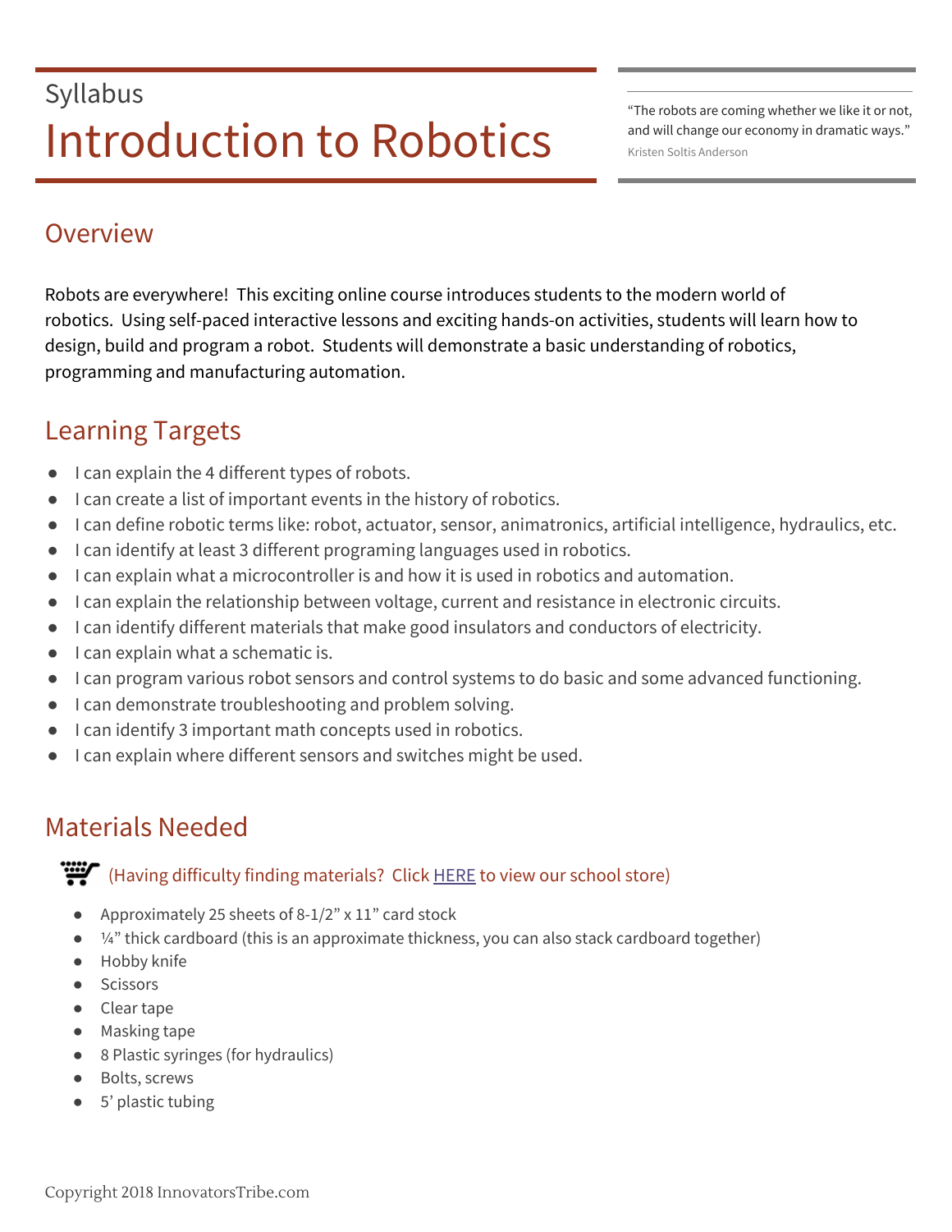Syllabus

# Introduction to Robotics

> "The robots are coming whether we like it or not, and will change our economy in dramatic ways."
> Kristen Soltis Anderson

## Overview

Robots are everywhere! This exciting online course introduces students to the modern world of robotics. Using self-paced interactive lessons and exciting hands-on activities, students will learn how to design, build and program a robot. Students will demonstrate a basic understanding of robotics, programming and manufacturing automation.

## Learning Targets

- I can explain the 4 different types of robots.
- I can create a list of important events in the history of robotics.
- I can define robotic terms like: robot, actuator, sensor, animatronics, artificial intelligence, hydraulics, etc.
- I can identify at least 3 different programing languages used in robotics.
- I can explain what a microcontroller is and how it is used in robotics and automation.
- I can explain the relationship between voltage, current and resistance in electronic circuits.
- I can identify different materials that make good insulators and conductors of electricity.
- I can explain what a schematic is.
- I can program various robot sensors and control systems to do basic and some advanced functioning.
- I can demonstrate troubleshooting and problem solving.
- I can identify 3 important math concepts used in robotics.
- I can explain where different sensors and switches might be used.

## Materials Needed

(Having difficulty finding materials? Click HERE to view our school store)

- Approximately 25 sheets of 8-1/2" x 11" card stock
- ¼" thick cardboard (this is an approximate thickness, you can also stack cardboard together)
- Hobby knife
- Scissors
- Clear tape
- Masking tape
- 8 Plastic syringes (for hydraulics)
- Bolts, screws
- 5' plastic tubing

Copyright 2018 InnovatorsTribe.com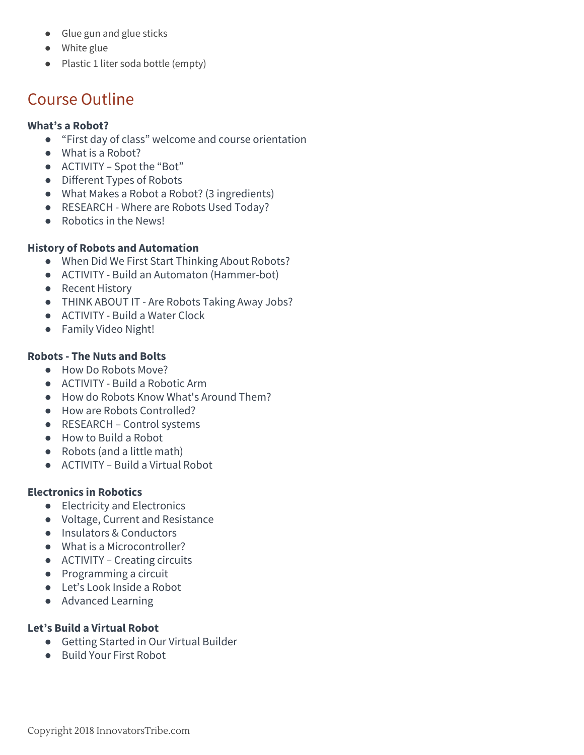- Glue gun and glue sticks
- White glue
- Plastic 1 liter soda bottle (empty)

## Course Outline

**What's a Robot?**

- "First day of class" welcome and course orientation
- What is a Robot?
- ACTIVITY – Spot the "Bot"
- Different Types of Robots
- What Makes a Robot a Robot? (3 ingredients)
- RESEARCH - Where are Robots Used Today?
- Robotics in the News!

**History of Robots and Automation**

- When Did We First Start Thinking About Robots?
- ACTIVITY - Build an Automaton (Hammer-bot)
- Recent History
- THINK ABOUT IT - Are Robots Taking Away Jobs?
- ACTIVITY - Build a Water Clock
- Family Video Night!

**Robots - The Nuts and Bolts**

- How Do Robots Move?
- ACTIVITY - Build a Robotic Arm
- How do Robots Know What's Around Them?
- How are Robots Controlled?
- RESEARCH – Control systems
- How to Build a Robot
- Robots (and a little math)
- ACTIVITY – Build a Virtual Robot

**Electronics in Robotics**

- Electricity and Electronics
- Voltage, Current and Resistance
- Insulators & Conductors
- What is a Microcontroller?
- ACTIVITY – Creating circuits
- Programming a circuit
- Let's Look Inside a Robot
- Advanced Learning

**Let's Build a Virtual Robot**

- Getting Started in Our Virtual Builder
- Build Your First Robot

Copyright 2018 InnovatorsTribe.com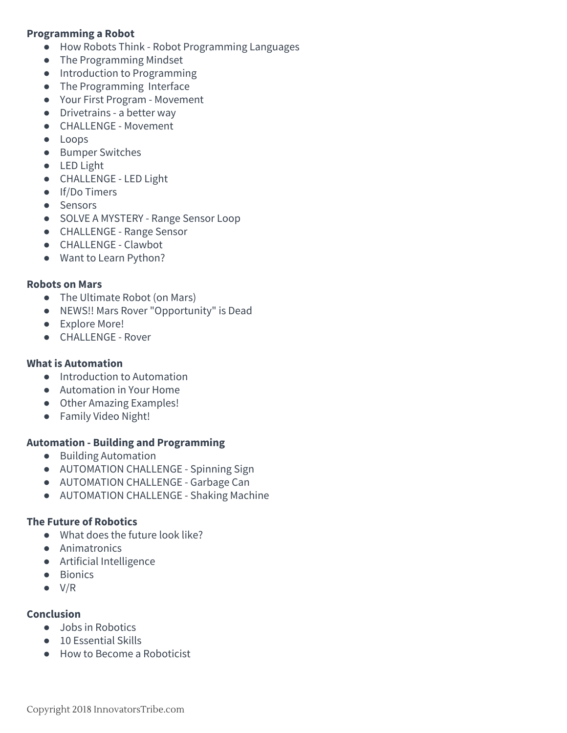**Programming a Robot**

- How Robots Think - Robot Programming Languages
- The Programming Mindset
- Introduction to Programming
- The Programming  Interface
- Your First Program - Movement
- Drivetrains - a better way
- CHALLENGE - Movement
- Loops
- Bumper Switches
- LED Light
- CHALLENGE - LED Light
- If/Do Timers
- Sensors
- SOLVE A MYSTERY - Range Sensor Loop
- CHALLENGE - Range Sensor
- CHALLENGE - Clawbot
- Want to Learn Python?

**Robots on Mars**

- The Ultimate Robot (on Mars)
- NEWS!! Mars Rover "Opportunity" is Dead
- Explore More!
- CHALLENGE - Rover

**What is Automation**

- Introduction to Automation
- Automation in Your Home
- Other Amazing Examples!
- Family Video Night!

**Automation - Building and Programming**

- Building Automation
- AUTOMATION CHALLENGE - Spinning Sign
- AUTOMATION CHALLENGE - Garbage Can
- AUTOMATION CHALLENGE - Shaking Machine

**The Future of Robotics**

- What does the future look like?
- Animatronics
- Artificial Intelligence
- Bionics
- V/R

**Conclusion**

- Jobs in Robotics
- 10 Essential Skills
- How to Become a Roboticist

Copyright 2018 InnovatorsTribe.com